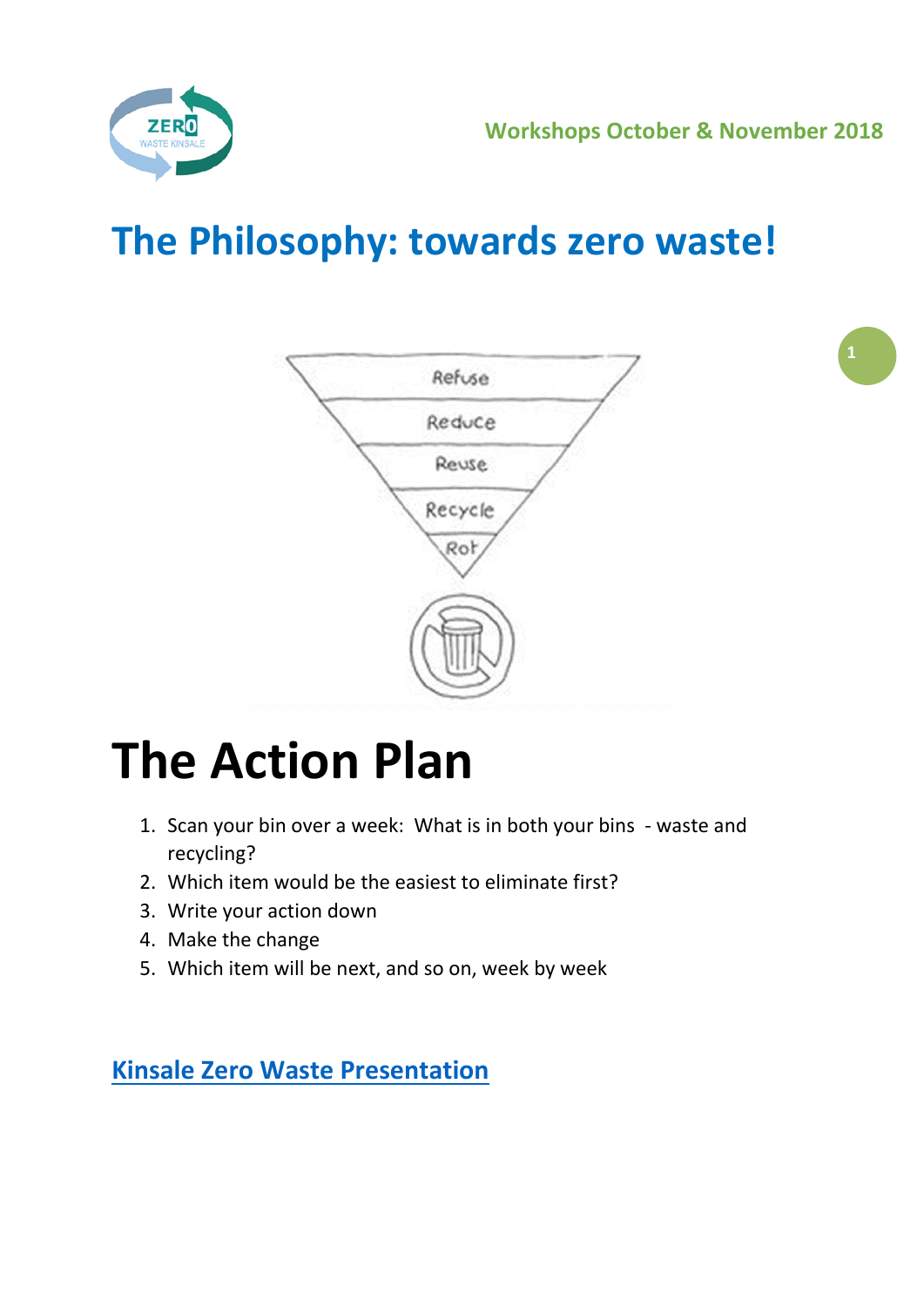Workshops October & November 2018

# The Philosophy: towards zero waste!

Refuse

Reduce

Reuse

Recycle

Rot

# The Action Plan

1. Scan your bin over a week: What is in both your bins - waste and recycling?
2. Which item would be the easiest to eliminate first?
3. Write your action down
4. Make the change
5. Which item will be next, and so on, week by week

## Kinsale Zero Waste Presentation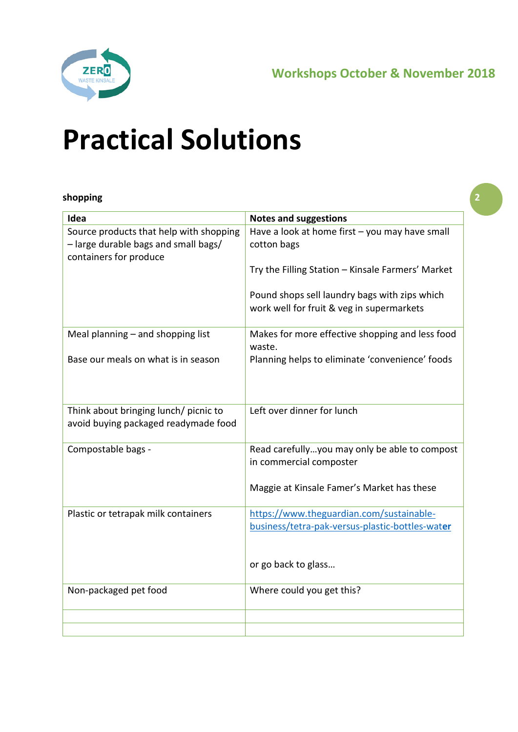# Practical Solutions

**shopping**

| Idea | Notes and suggestions |
|---|---|
| Source products that help with shopping – large durable bags and small bags/ containers for produce | Have a look at home first – you may have small cotton bags<br><br>Try the Filling Station – Kinsale Farmers' Market<br><br>Pound shops sell laundry bags with zips which work well for fruit & veg in supermarkets |
| Meal planning – and shopping list<br><br>Base our meals on what is in season | Makes for more effective shopping and less food waste.<br>Planning helps to eliminate 'convenience' foods |
| Think about bringing lunch/ picnic to avoid buying packaged readymade food | Left over dinner for lunch |
| Compostable bags - | Read carefully…you may only be able to compost in commercial composter<br><br>Maggie at Kinsale Famer's Market has these |
| Plastic or tetrapak milk containers | https://www.theguardian.com/sustainable-business/tetra-pak-versus-plastic-bottles-water<br><br>or go back to glass… |
| Non-packaged pet food | Where could you get this? |
| | |
| | |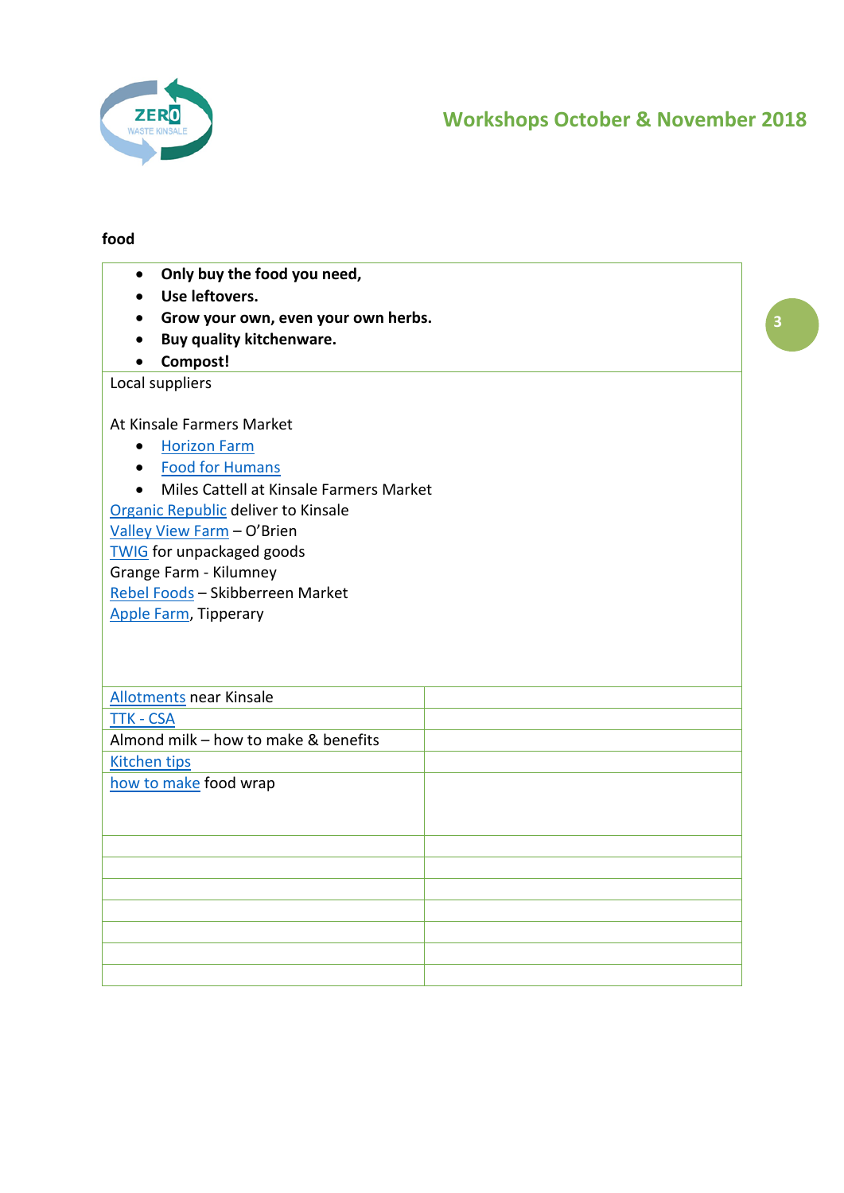food

- **Only buy the food you need,**
- **Use leftovers.**
- **Grow your own, even your own herbs.**
- **Buy quality kitchenware.**
- **Compost!**

Local suppliers

At Kinsale Farmers Market

- Horizon Farm
- Food for Humans
- Miles Cattell at Kinsale Farmers Market

Organic Republic deliver to Kinsale
Valley View Farm – O'Brien
TWIG for unpackaged goods
Grange Farm - Kilumney
Rebel Foods – Skibberreen Market
Apple Farm, Tipperary

| | |
|---|---|
| Allotments near Kinsale | |
| TTK - CSA | |
| Almond milk – how to make & benefits | |
| Kitchen tips | |
| how to make food wrap | |
| | |
| | |
| | |
| | |
| | |
| | |
| | |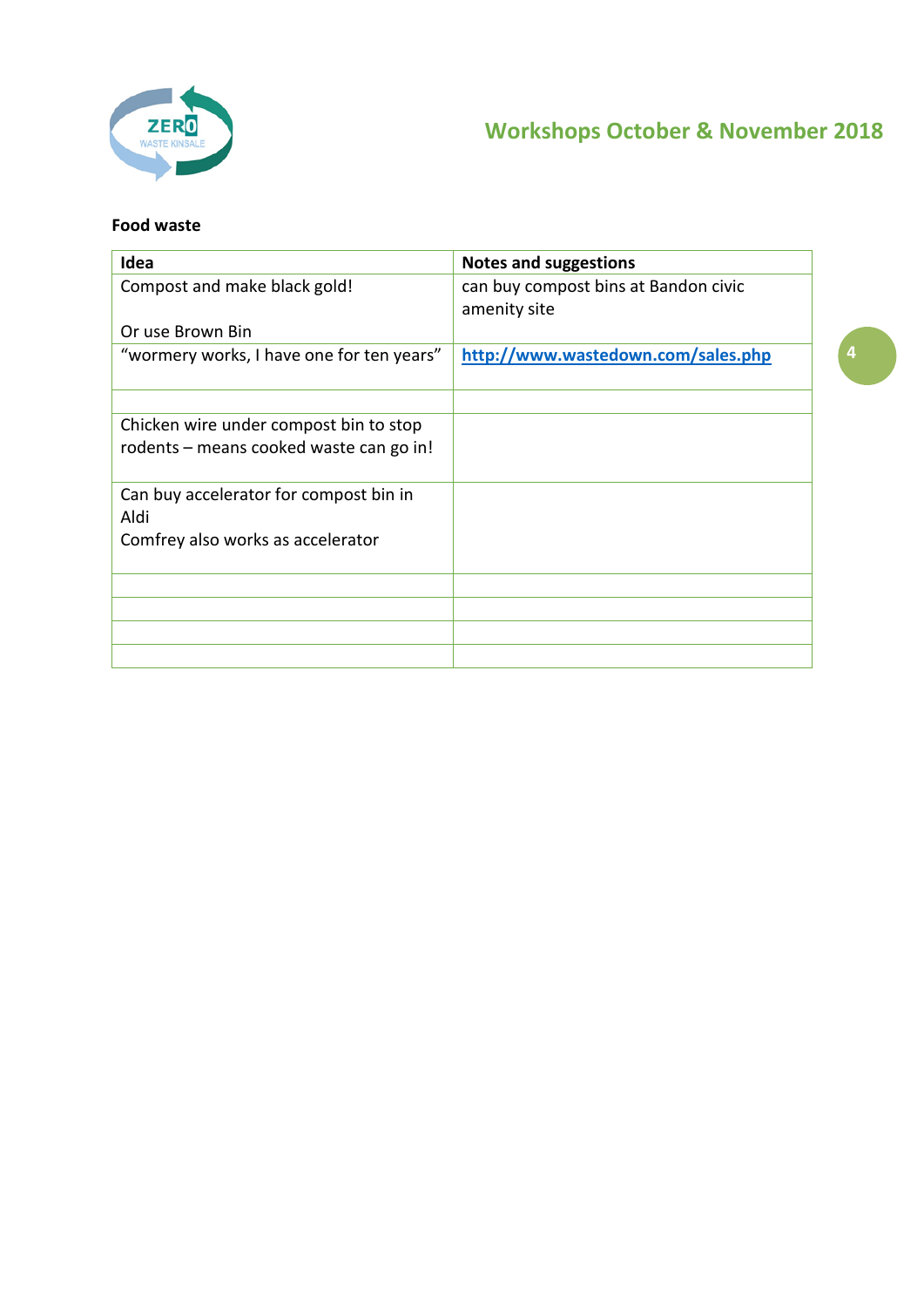**Food waste**

| Idea | Notes and suggestions |
|---|---|
| Compost and make black gold!<br><br>Or use Brown Bin | can buy compost bins at Bandon civic amenity site |
| "wormery works, I have one for ten years" | [http://www.wastedown.com/sales.php](http://www.wastedown.com/sales.php) |
| | |
| Chicken wire under compost bin to stop rodents – means cooked waste can go in! | |
| Can buy accelerator for compost bin in Aldi<br>Comfrey also works as accelerator | |
| | |
| | |
| | |
| | |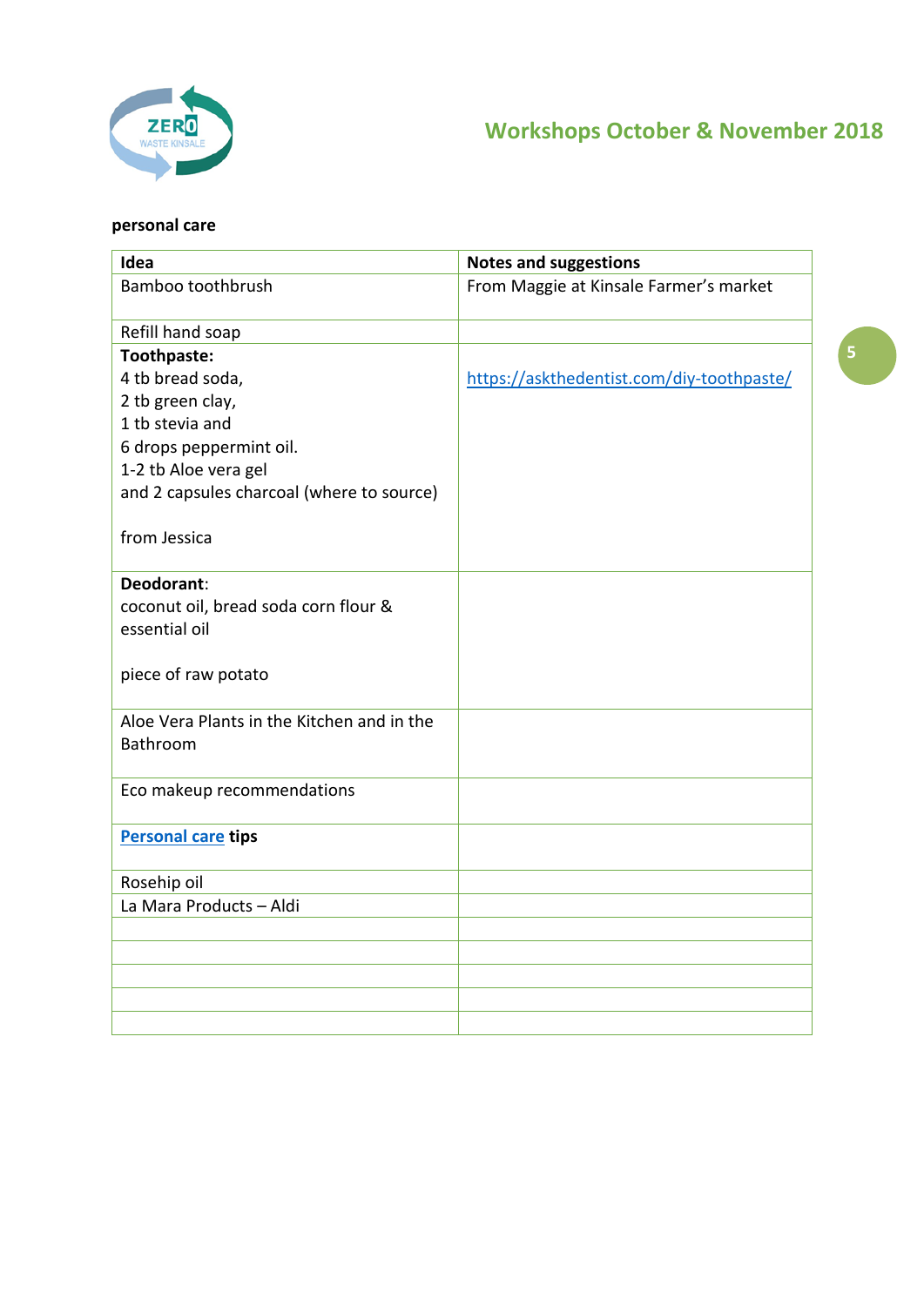**personal care**

| Idea | Notes and suggestions |
|---|---|
| Bamboo toothbrush | From Maggie at Kinsale Farmer's market |
| Refill hand soap | |
| **Toothpaste:**<br>4 tb bread soda,<br>2 tb green clay,<br>1 tb stevia and<br>6 drops peppermint oil.<br>1-2 tb Aloe vera gel<br>and 2 capsules charcoal (where to source)<br><br>from Jessica | https://askthedentist.com/diy-toothpaste/ |
| **Deodorant**:<br>coconut oil, bread soda corn flour & essential oil<br><br>piece of raw potato | |
| Aloe Vera Plants in the Kitchen and in the Bathroom | |
| Eco makeup recommendations | |
| **Personal care tips** | |
| Rosehip oil | |
| La Mara Products – Aldi | |
| | |
| | |
| | |
| | |
| | |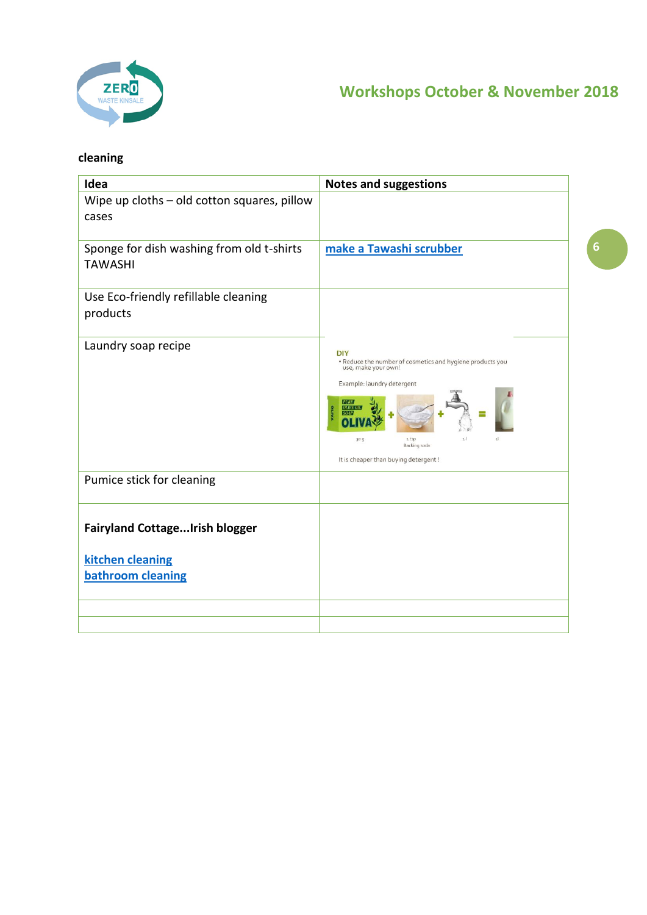## cleaning

| Idea | Notes and suggestions |
|---|---|
| Wipe up cloths – old cotton squares, pillow cases | |
| Sponge for dish washing from old t-shirts TAWASHI | **make a Tawashi scrubber** |
| Use Eco-friendly refillable cleaning products | |
| Laundry soap recipe | DIY<br>• Reduce the number of cosmetics and hygiene products you use, make your own!<br>Example: laundry detergent<br>30 g + 1 tsp Backing soda + 1 l = 1l<br>It is cheaper than buying detergent ! |
| Pumice stick for cleaning | |
| **Fairyland Cottage...Irish blogger**<br><br>**kitchen cleaning**<br>**bathroom cleaning** | |
| | |
| | |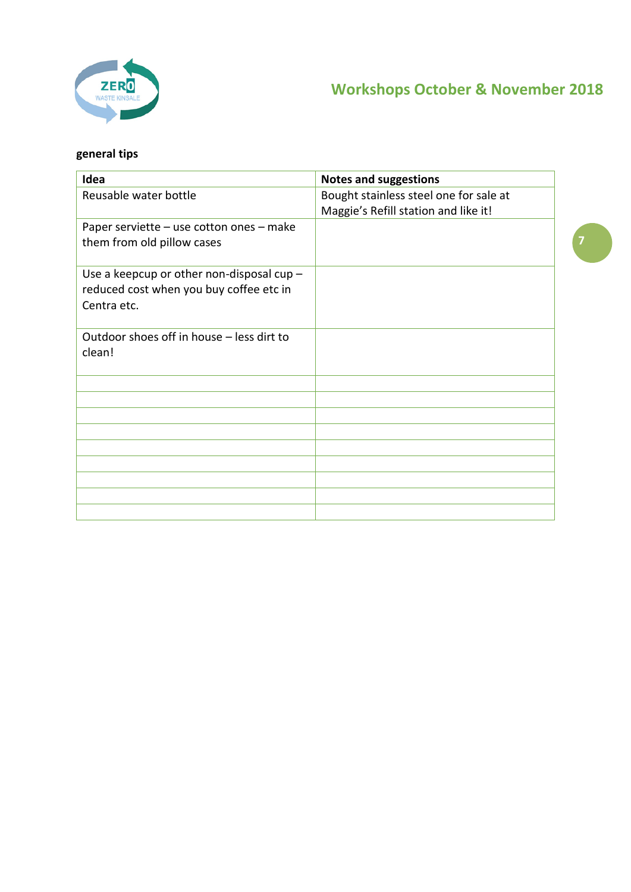**general tips**

| Idea | Notes and suggestions |
|---|---|
| Reusable water bottle | Bought stainless steel one for sale at Maggie's Refill station and like it! |
| Paper serviette – use cotton ones – make them from old pillow cases | |
| Use a keepcup or other non-disposal cup – reduced cost when you buy coffee etc in Centra etc. | |
| Outdoor shoes off in house – less dirt to clean! | |
| | |
| | |
| | |
| | |
| | |
| | |
| | |
| | |
| | |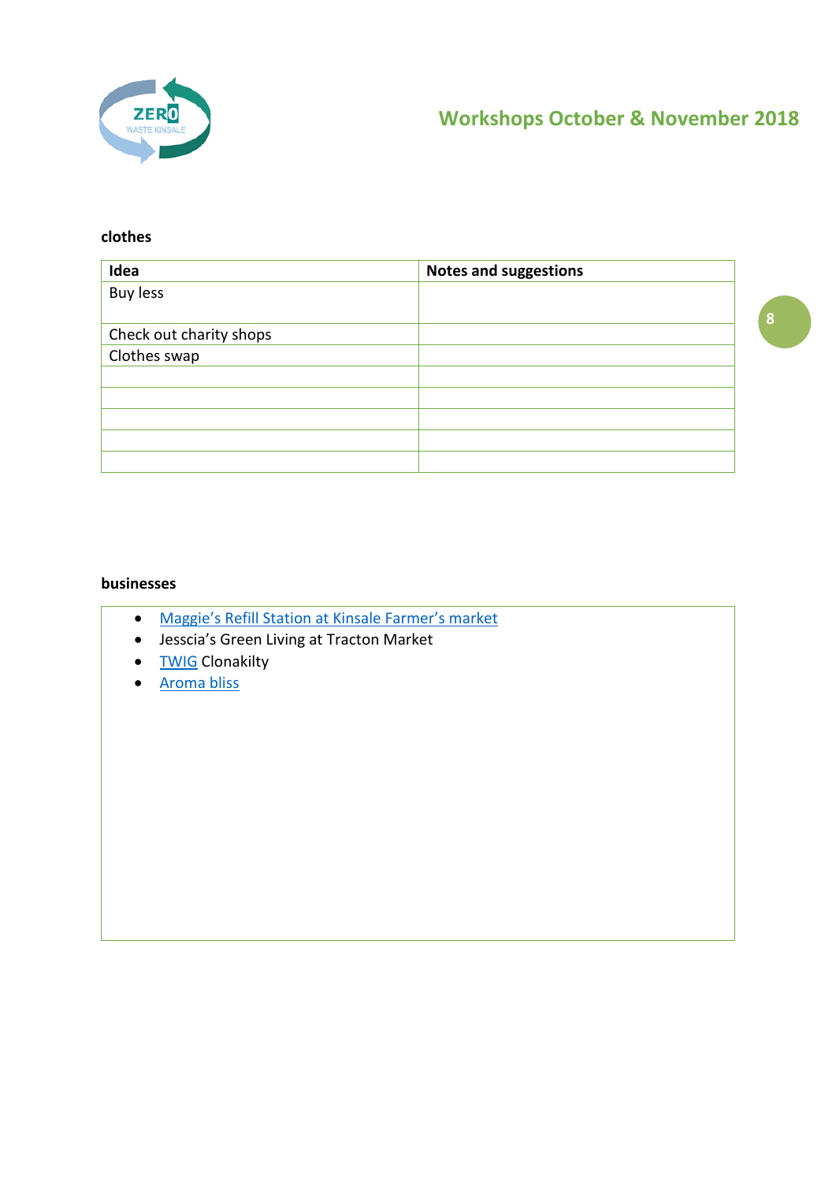**clothes**

| Idea | Notes and suggestions |
| --- | --- |
| Buy less | |
| Check out charity shops | |
| Clothes swap | |
| | |
| | |
| | |
| | |
| | |

**businesses**

- Maggie's Refill Station at Kinsale Farmer's market
- Jesscia's Green Living at Tracton Market
- TWIG Clonakilty
- Aroma bliss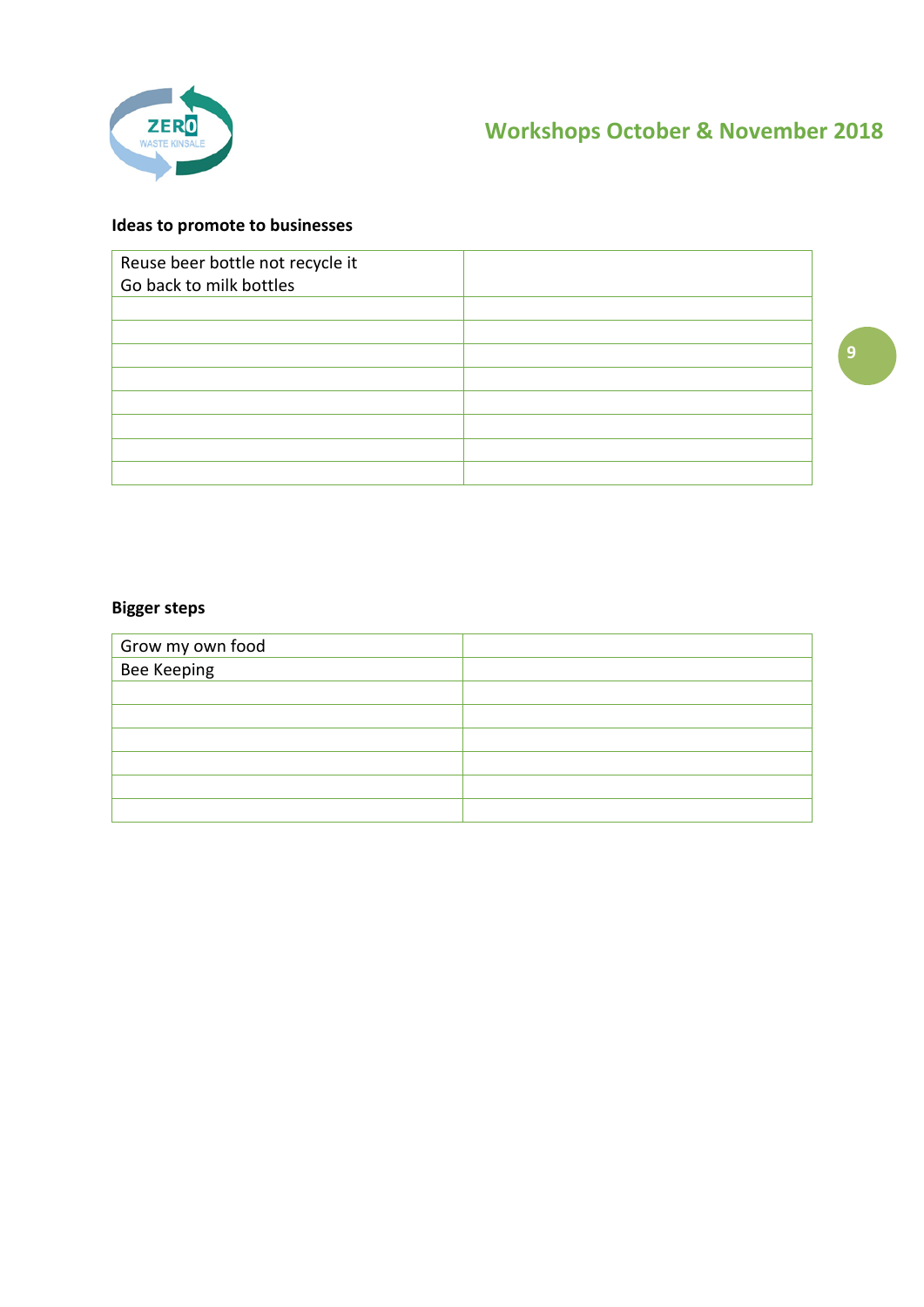**Ideas to promote to businesses**

| | |
|---|---|
| Reuse beer bottle not recycle it<br>Go back to milk bottles | |
| | |
| | |
| | |
| | |
| | |
| | |
| | |
| | |

**Bigger steps**

| | |
|---|---|
| Grow my own food | |
| Bee Keeping | |
| | |
| | |
| | |
| | |
| | |
| | |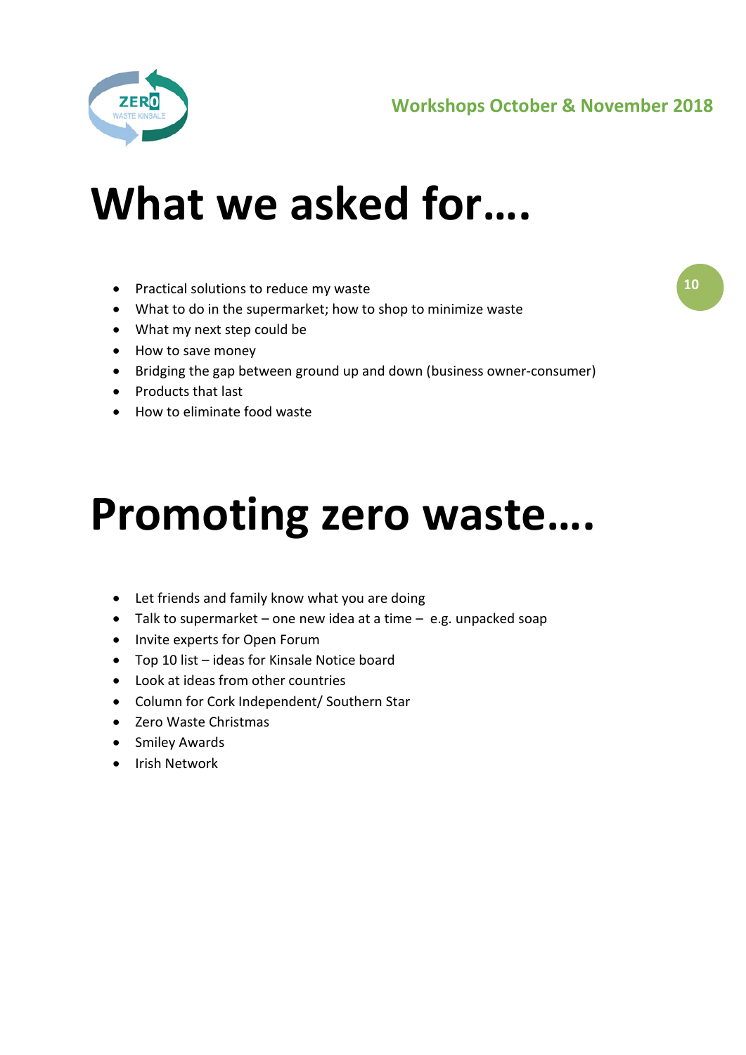# What we asked for....

- Practical solutions to reduce my waste
- What to do in the supermarket; how to shop to minimize waste
- What my next step could be
- How to save money
- Bridging the gap between ground up and down (business owner-consumer)
- Products that last
- How to eliminate food waste

# Promoting zero waste....

- Let friends and family know what you are doing
- Talk to supermarket – one new idea at a time – e.g. unpacked soap
- Invite experts for Open Forum
- Top 10 list – ideas for Kinsale Notice board
- Look at ideas from other countries
- Column for Cork Independent/ Southern Star
- Zero Waste Christmas
- Smiley Awards
- Irish Network